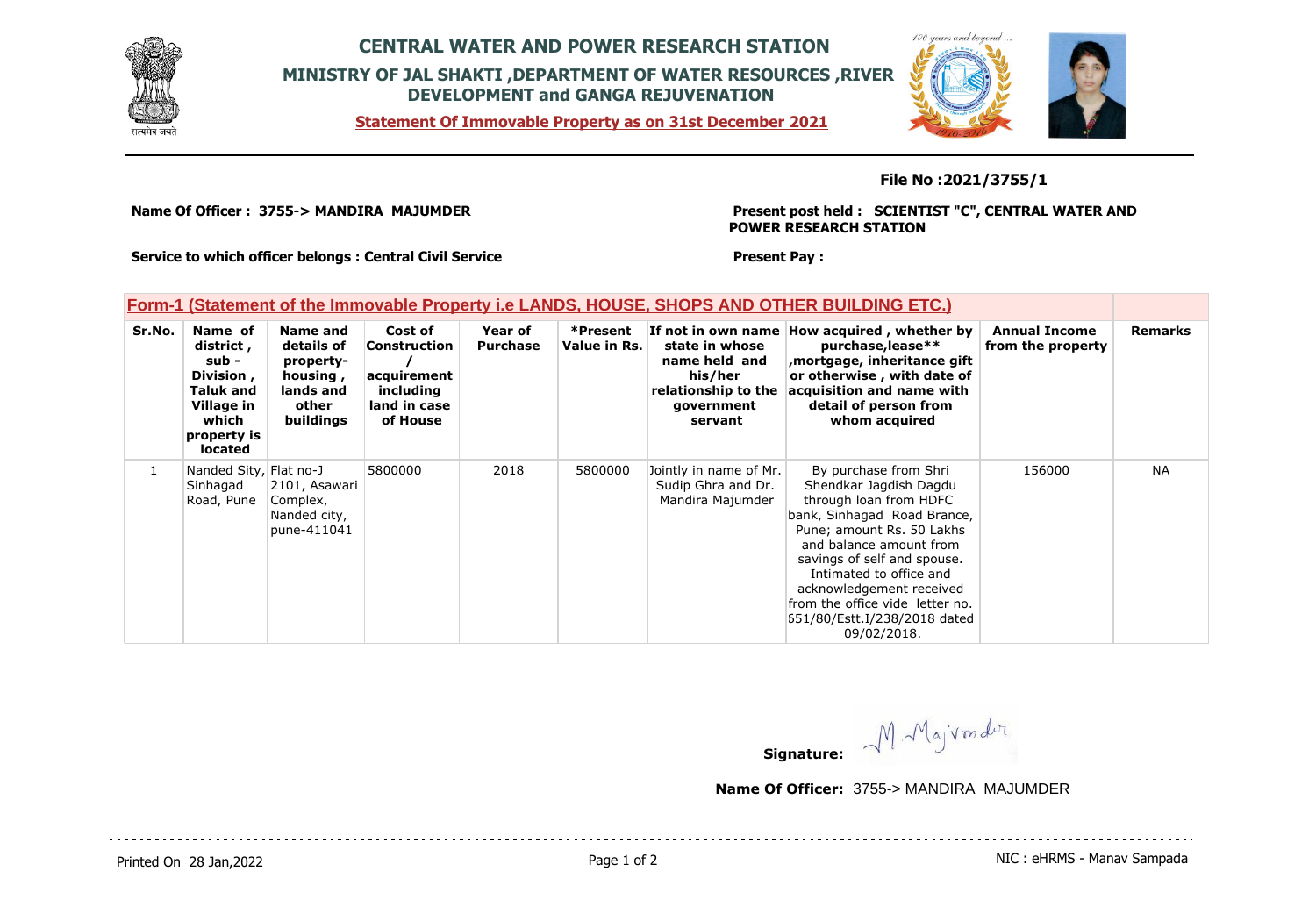# CENTRAL WATER AND POWER RESEARCH STATION

## MINISTRY OF JAL SHAKTI ,DEPARTMENT OF WATER RESOURCES ,RIVER DEVELOPMENT and GANGA REJUVENATION

**Statement Of Immovable Property as on 31st December 2021**

**File No :2021/3755/1**

**Name Of Officer : 3755-> MANDIRA MAJUMDER**

**Present post held : SCIENTIST "C", CENTRAL WATER AND POWER RESEARCH STATION**

**Service to which officer belongs : Central Civil Service**

**Present Pay :**

## Form-1 (Statement of the Immovable Property i.e LANDS, HOUSE, SHOPS AND OTHER BUILDING ETC.)

| Sr.No. | Name of district , sub - Division , Taluk and Village in which property is located | Name and details of property-housing , lands and other buildings | Cost of Construction / acquirement including land in case of House | Year of Purchase | *Present Value in Rs. | If not in own name state in whose name held and his/her relationship to the government servant | How acquired , whether by purchase,lease** ,mortgage, inheritance gift or otherwise , with date of acquisition and name with detail of person from whom acquired | Annual Income from the property | Remarks |
|---|---|---|---|---|---|---|---|---|---|
| 1 | Nanded Sity, Sinhagad Road, Pune | Flat no-J 2101, Asawari Complex, Nanded city, pune-411041 | 5800000 | 2018 | 5800000 | Jointly in name of Mr. Sudip Ghra and Dr. Mandira Majumder | By purchase from Shri Shendkar Jagdish Dagdu through loan from HDFC bank, Sinhagad Road Brance, Pune; amount Rs. 50 Lakhs and balance amount from savings of self and spouse. Intimated to office and acknowledgement received from the office vide letter no. 551/80/Estt.I/238/2018 dated 09/02/2018. | 156000 | NA |

**Signature:** M. Majumder

**Name Of Officer:** 3755-> MANDIRA MAJUMDER

Printed On 28 Jan,2022

NIC : eHRMS - Manav Sampada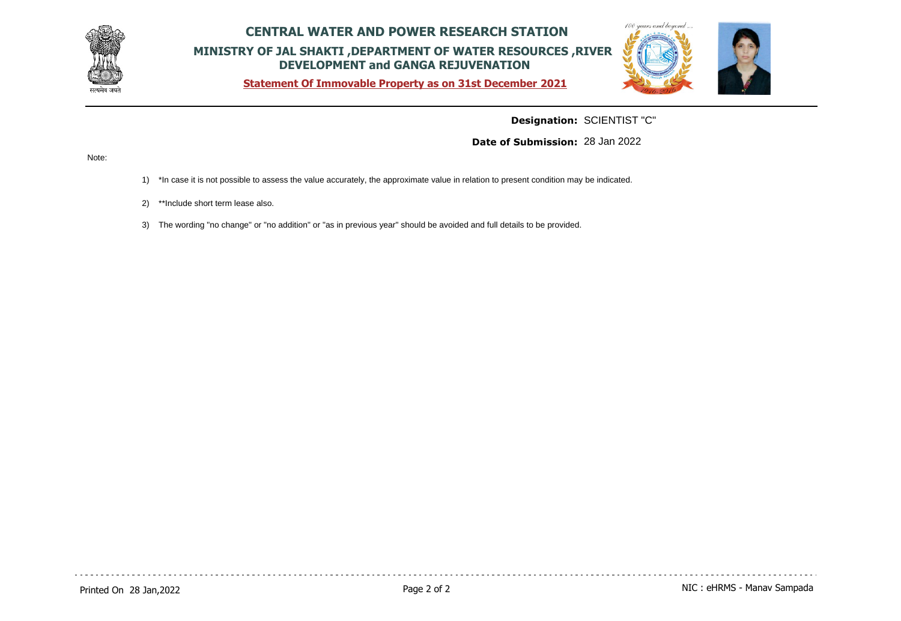# CENTRAL WATER AND POWER RESEARCH STATION

## MINISTRY OF JAL SHAKTI ,DEPARTMENT OF WATER RESOURCES ,RIVER DEVELOPMENT and GANGA REJUVENATION

**Statement Of Immovable Property as on 31st December 2021**

**Designation:** SCIENTIST "C"

**Date of Submission:** 28 Jan 2022

Note:

1) *In case it is not possible to assess the value accurately, the approximate value in relation to present condition may be indicated.

2) **Include short term lease also.

3) The wording "no change" or "no addition" or "as in previous year" should be avoided and full details to be provided.

Printed On 28 Jan,2022

NIC : eHRMS - Manav Sampada